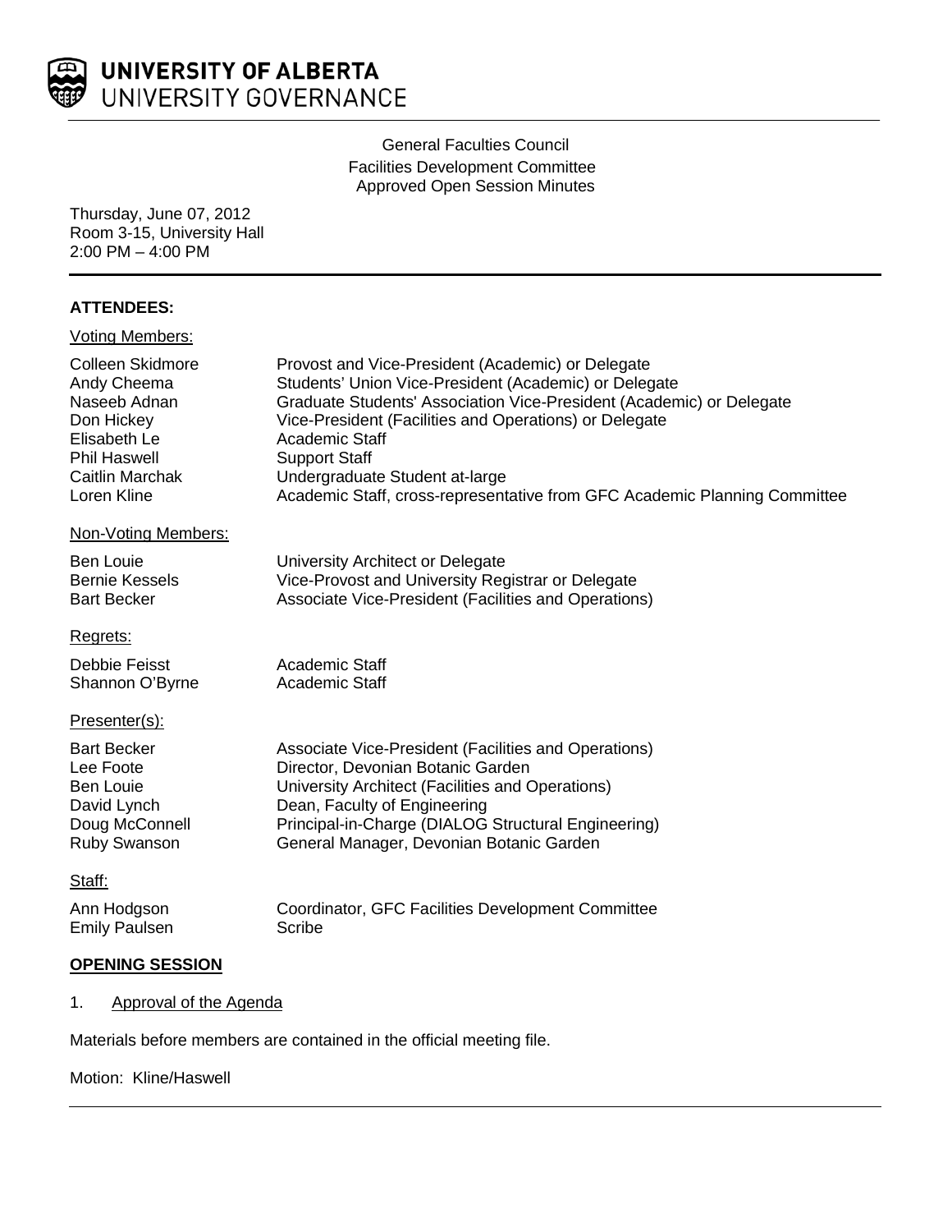**UNIVERSITY OF ALBERTA**
UNIVERSITY GOVERNANCE

General Faculties Council
Facilities Development Committee
Approved Open Session Minutes

Thursday, June 07, 2012
Room 3-15, University Hall
2:00 PM – 4:00 PM

**ATTENDEES:**

Voting Members:

| | |
|---|---|
| Colleen Skidmore | Provost and Vice-President (Academic) or Delegate |
| Andy Cheema | Students' Union Vice-President (Academic) or Delegate |
| Naseeb Adnan | Graduate Students' Association Vice-President (Academic) or Delegate |
| Don Hickey | Vice-President (Facilities and Operations) or Delegate |
| Elisabeth Le | Academic Staff |
| Phil Haswell | Support Staff |
| Caitlin Marchak | Undergraduate Student at-large |
| Loren Kline | Academic Staff, cross-representative from GFC Academic Planning Committee |

Non-Voting Members:

| | |
|---|---|
| Ben Louie | University Architect or Delegate |
| Bernie Kessels | Vice-Provost and University Registrar or Delegate |
| Bart Becker | Associate Vice-President (Facilities and Operations) |

Regrets:

| | |
|---|---|
| Debbie Feisst | Academic Staff |
| Shannon O'Byrne | Academic Staff |

Presenter(s):

| | |
|---|---|
| Bart Becker | Associate Vice-President (Facilities and Operations) |
| Lee Foote | Director, Devonian Botanic Garden |
| Ben Louie | University Architect (Facilities and Operations) |
| David Lynch | Dean, Faculty of Engineering |
| Doug McConnell | Principal-in-Charge (DIALOG Structural Engineering) |
| Ruby Swanson | General Manager, Devonian Botanic Garden |

Staff:

| | |
|---|---|
| Ann Hodgson | Coordinator, GFC Facilities Development Committee |
| Emily Paulsen | Scribe |

## OPENING SESSION

1. Approval of the Agenda

Materials before members are contained in the official meeting file.

Motion: Kline/Haswell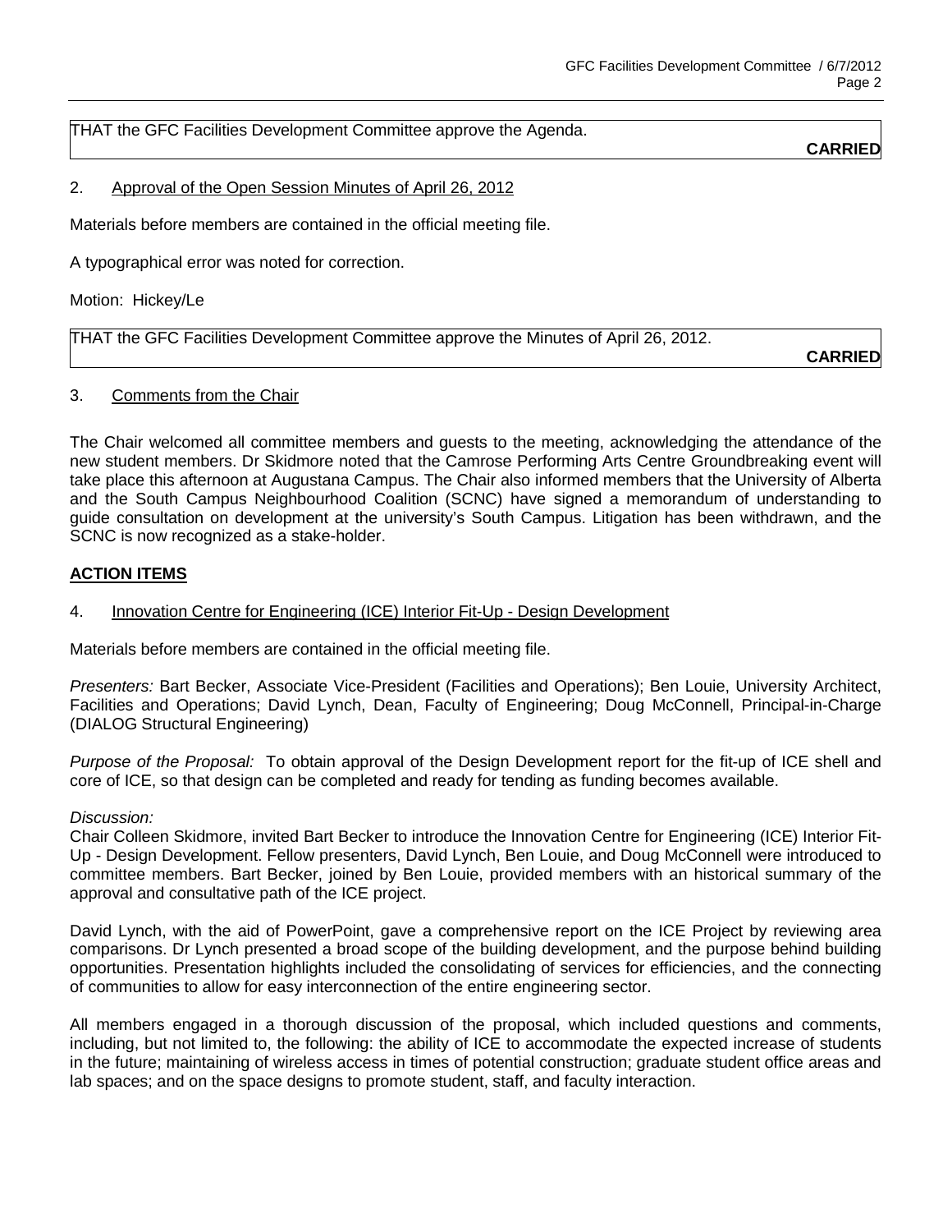THAT the GFC Facilities Development Committee approve the Agenda.

**CARRIED**

2. Approval of the Open Session Minutes of April 26, 2012

Materials before members are contained in the official meeting file.

A typographical error was noted for correction.

Motion: Hickey/Le

THAT the GFC Facilities Development Committee approve the Minutes of April 26, 2012.

**CARRIED**

3. Comments from the Chair

The Chair welcomed all committee members and guests to the meeting, acknowledging the attendance of the new student members. Dr Skidmore noted that the Camrose Performing Arts Centre Groundbreaking event will take place this afternoon at Augustana Campus. The Chair also informed members that the University of Alberta and the South Campus Neighbourhood Coalition (SCNC) have signed a memorandum of understanding to guide consultation on development at the university's South Campus. Litigation has been withdrawn, and the SCNC is now recognized as a stake-holder.

## ACTION ITEMS

4. Innovation Centre for Engineering (ICE) Interior Fit-Up - Design Development

Materials before members are contained in the official meeting file.

*Presenters:* Bart Becker, Associate Vice-President (Facilities and Operations); Ben Louie, University Architect, Facilities and Operations; David Lynch, Dean, Faculty of Engineering; Doug McConnell, Principal-in-Charge (DIALOG Structural Engineering)

*Purpose of the Proposal:* To obtain approval of the Design Development report for the fit-up of ICE shell and core of ICE, so that design can be completed and ready for tending as funding becomes available.

*Discussion:*
Chair Colleen Skidmore, invited Bart Becker to introduce the Innovation Centre for Engineering (ICE) Interior Fit-Up - Design Development. Fellow presenters, David Lynch, Ben Louie, and Doug McConnell were introduced to committee members. Bart Becker, joined by Ben Louie, provided members with an historical summary of the approval and consultative path of the ICE project.

David Lynch, with the aid of PowerPoint, gave a comprehensive report on the ICE Project by reviewing area comparisons. Dr Lynch presented a broad scope of the building development, and the purpose behind building opportunities. Presentation highlights included the consolidating of services for efficiencies, and the connecting of communities to allow for easy interconnection of the entire engineering sector.

All members engaged in a thorough discussion of the proposal, which included questions and comments, including, but not limited to, the following: the ability of ICE to accommodate the expected increase of students in the future; maintaining of wireless access in times of potential construction; graduate student office areas and lab spaces; and on the space designs to promote student, staff, and faculty interaction.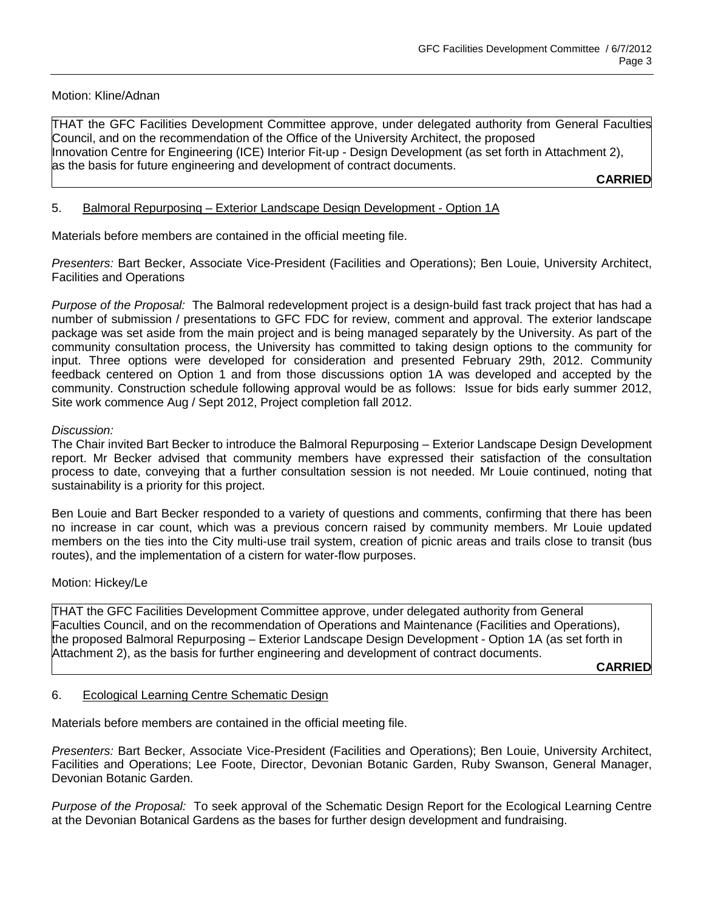Motion: Kline/Adnan

> THAT the GFC Facilities Development Committee approve, under delegated authority from General Faculties Council, and on the recommendation of the Office of the University Architect, the proposed Innovation Centre for Engineering (ICE) Interior Fit-up - Design Development (as set forth in Attachment 2), as the basis for future engineering and development of contract documents.
>
> **CARRIED**

5. <u>Balmoral Repurposing – Exterior Landscape Design Development - Option 1A</u>

Materials before members are contained in the official meeting file.

*Presenters:* Bart Becker, Associate Vice-President (Facilities and Operations); Ben Louie, University Architect, Facilities and Operations

*Purpose of the Proposal:* The Balmoral redevelopment project is a design-build fast track project that has had a number of submission / presentations to GFC FDC for review, comment and approval. The exterior landscape package was set aside from the main project and is being managed separately by the University. As part of the community consultation process, the University has committed to taking design options to the community for input. Three options were developed for consideration and presented February 29th, 2012. Community feedback centered on Option 1 and from those discussions option 1A was developed and accepted by the community. Construction schedule following approval would be as follows: Issue for bids early summer 2012, Site work commence Aug / Sept 2012, Project completion fall 2012.

*Discussion:*
The Chair invited Bart Becker to introduce the Balmoral Repurposing – Exterior Landscape Design Development report. Mr Becker advised that community members have expressed their satisfaction of the consultation process to date, conveying that a further consultation session is not needed. Mr Louie continued, noting that sustainability is a priority for this project.

Ben Louie and Bart Becker responded to a variety of questions and comments, confirming that there has been no increase in car count, which was a previous concern raised by community members. Mr Louie updated members on the ties into the City multi-use trail system, creation of picnic areas and trails close to transit (bus routes), and the implementation of a cistern for water-flow purposes.

Motion: Hickey/Le

> THAT the GFC Facilities Development Committee approve, under delegated authority from General Faculties Council, and on the recommendation of Operations and Maintenance (Facilities and Operations), the proposed Balmoral Repurposing – Exterior Landscape Design Development - Option 1A (as set forth in Attachment 2), as the basis for further engineering and development of contract documents.
>
> **CARRIED**

6. <u>Ecological Learning Centre Schematic Design</u>

Materials before members are contained in the official meeting file.

*Presenters:* Bart Becker, Associate Vice-President (Facilities and Operations); Ben Louie, University Architect, Facilities and Operations; Lee Foote, Director, Devonian Botanic Garden, Ruby Swanson, General Manager, Devonian Botanic Garden.

*Purpose of the Proposal:* To seek approval of the Schematic Design Report for the Ecological Learning Centre at the Devonian Botanical Gardens as the bases for further design development and fundraising.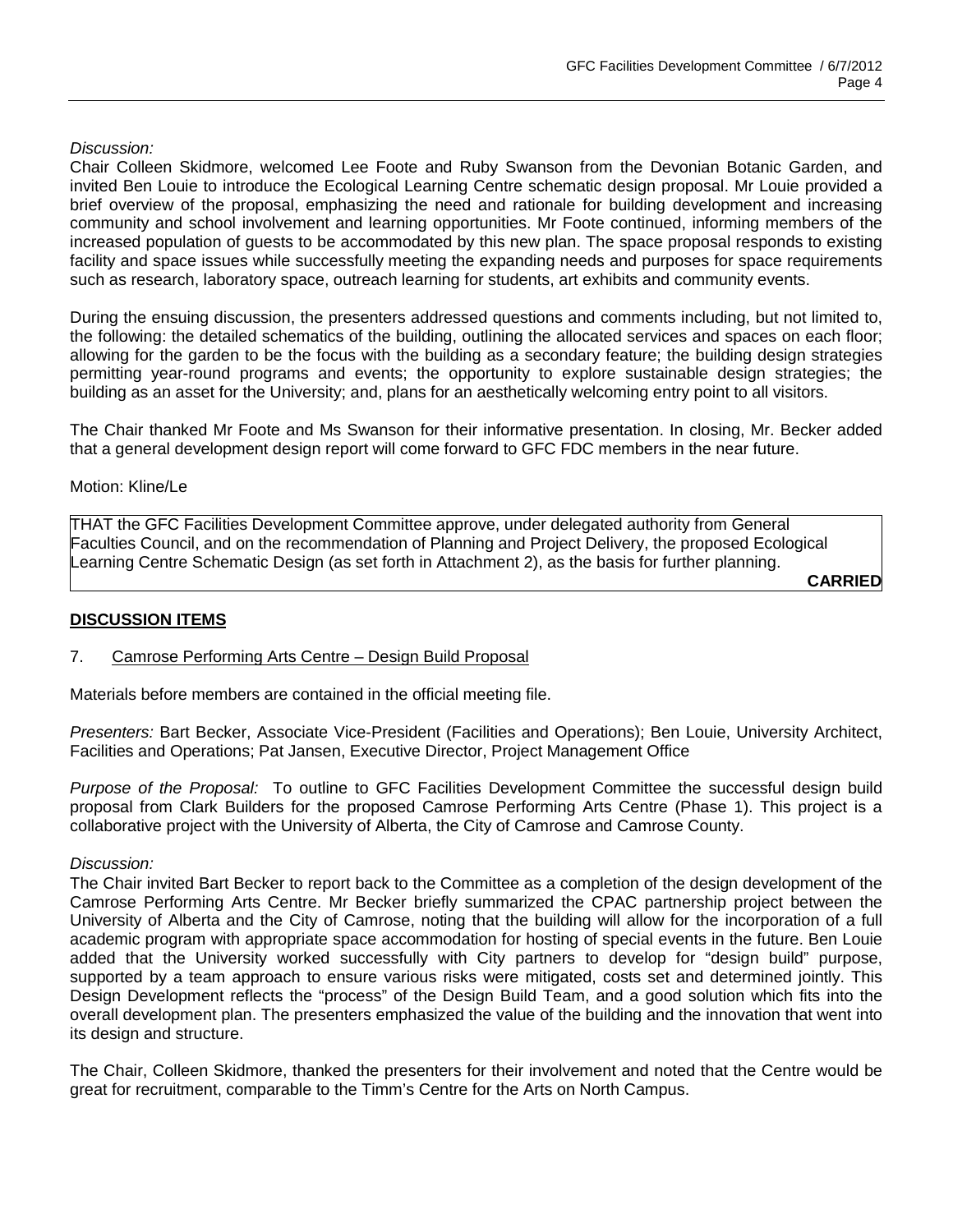*Discussion:*
Chair Colleen Skidmore, welcomed Lee Foote and Ruby Swanson from the Devonian Botanic Garden, and invited Ben Louie to introduce the Ecological Learning Centre schematic design proposal. Mr Louie provided a brief overview of the proposal, emphasizing the need and rationale for building development and increasing community and school involvement and learning opportunities. Mr Foote continued, informing members of the increased population of guests to be accommodated by this new plan. The space proposal responds to existing facility and space issues while successfully meeting the expanding needs and purposes for space requirements such as research, laboratory space, outreach learning for students, art exhibits and community events.

During the ensuing discussion, the presenters addressed questions and comments including, but not limited to, the following: the detailed schematics of the building, outlining the allocated services and spaces on each floor; allowing for the garden to be the focus with the building as a secondary feature; the building design strategies permitting year-round programs and events; the opportunity to explore sustainable design strategies; the building as an asset for the University; and, plans for an aesthetically welcoming entry point to all visitors.

The Chair thanked Mr Foote and Ms Swanson for their informative presentation. In closing, Mr. Becker added that a general development design report will come forward to GFC FDC members in the near future.

Motion: Kline/Le

THAT the GFC Facilities Development Committee approve, under delegated authority from General Faculties Council, and on the recommendation of Planning and Project Delivery, the proposed Ecological Learning Centre Schematic Design (as set forth in Attachment 2), as the basis for further planning.

**CARRIED**

## DISCUSSION ITEMS

7. Camrose Performing Arts Centre – Design Build Proposal

Materials before members are contained in the official meeting file.

*Presenters:* Bart Becker, Associate Vice-President (Facilities and Operations); Ben Louie, University Architect, Facilities and Operations; Pat Jansen, Executive Director, Project Management Office

*Purpose of the Proposal:* To outline to GFC Facilities Development Committee the successful design build proposal from Clark Builders for the proposed Camrose Performing Arts Centre (Phase 1). This project is a collaborative project with the University of Alberta, the City of Camrose and Camrose County.

*Discussion:*
The Chair invited Bart Becker to report back to the Committee as a completion of the design development of the Camrose Performing Arts Centre. Mr Becker briefly summarized the CPAC partnership project between the University of Alberta and the City of Camrose, noting that the building will allow for the incorporation of a full academic program with appropriate space accommodation for hosting of special events in the future. Ben Louie added that the University worked successfully with City partners to develop for "design build" purpose, supported by a team approach to ensure various risks were mitigated, costs set and determined jointly. This Design Development reflects the "process" of the Design Build Team, and a good solution which fits into the overall development plan. The presenters emphasized the value of the building and the innovation that went into its design and structure.

The Chair, Colleen Skidmore, thanked the presenters for their involvement and noted that the Centre would be great for recruitment, comparable to the Timm's Centre for the Arts on North Campus.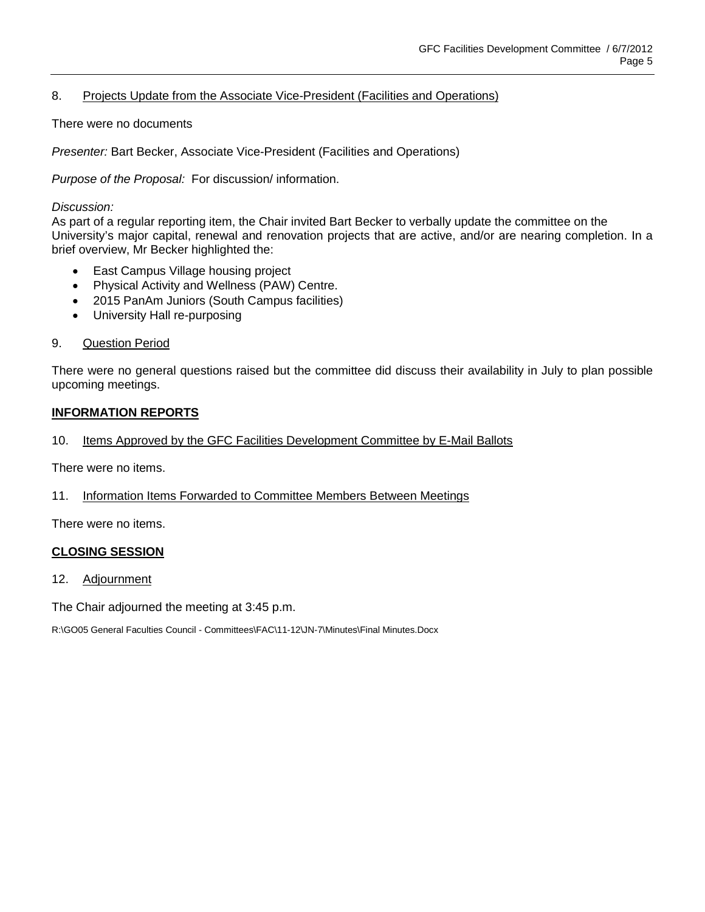8. Projects Update from the Associate Vice-President (Facilities and Operations)

There were no documents

*Presenter:* Bart Becker, Associate Vice-President (Facilities and Operations)

*Purpose of the Proposal:* For discussion/ information.

*Discussion:*
As part of a regular reporting item, the Chair invited Bart Becker to verbally update the committee on the University's major capital, renewal and renovation projects that are active, and/or are nearing completion. In a brief overview, Mr Becker highlighted the:

- East Campus Village housing project
- Physical Activity and Wellness (PAW) Centre.
- 2015 PanAm Juniors (South Campus facilities)
- University Hall re-purposing

9. Question Period

There were no general questions raised but the committee did discuss their availability in July to plan possible upcoming meetings.

**INFORMATION REPORTS**

10. Items Approved by the GFC Facilities Development Committee by E-Mail Ballots

There were no items.

11. Information Items Forwarded to Committee Members Between Meetings

There were no items.

**CLOSING SESSION**

12. Adjournment

The Chair adjourned the meeting at 3:45 p.m.

R:\GO05 General Faculties Council - Committees\FAC\11-12\JN-7\Minutes\Final Minutes.Docx